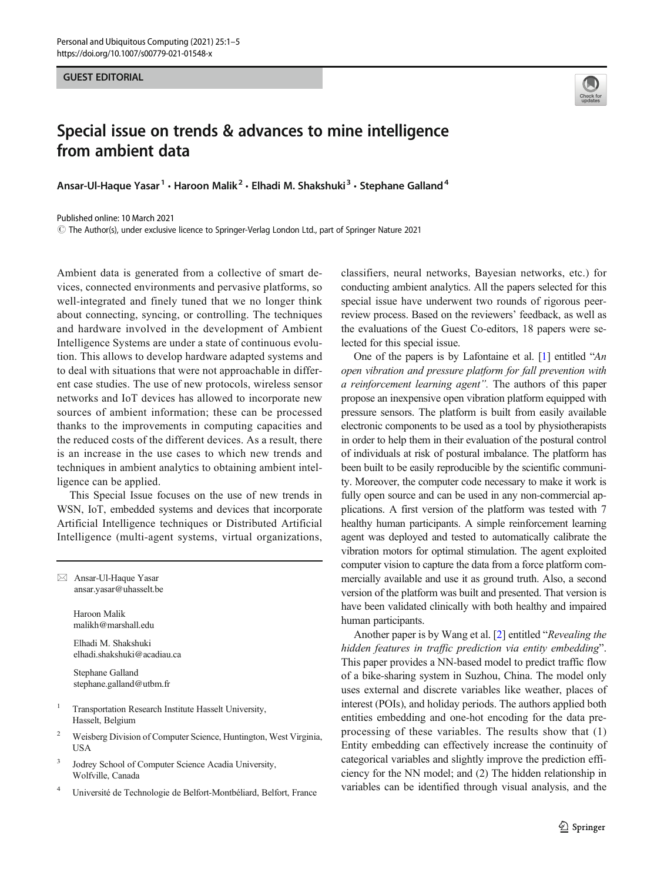GUEST EDITORIAL

# Special issue on trends & advances to mine intelligence from ambient data

Ansar-Ul-Haque Yasar[1] · Haroon Malik[2] · Elhadi M. Shakshuki[3] · Stephane Galland[4]

Published online: 10 March 2021
© The Author(s), under exclusive licence to Springer-Verlag London Ltd., part of Springer Nature 2021

Ambient data is generated from a collective of smart devices, connected environments and pervasive platforms, so well-integrated and finely tuned that we no longer think about connecting, syncing, or controlling. The techniques and hardware involved in the development of Ambient Intelligence Systems are under a state of continuous evolution. This allows to develop hardware adapted systems and to deal with situations that were not approachable in different case studies. The use of new protocols, wireless sensor networks and IoT devices has allowed to incorporate new sources of ambient information; these can be processed thanks to the improvements in computing capacities and the reduced costs of the different devices. As a result, there is an increase in the use cases to which new trends and techniques in ambient analytics to obtaining ambient intelligence can be applied.

This Special Issue focuses on the use of new trends in WSN, IoT, embedded systems and devices that incorporate Artificial Intelligence techniques or Distributed Artificial Intelligence (multi-agent systems, virtual organizations, classifiers, neural networks, Bayesian networks, etc.) for conducting ambient analytics. All the papers selected for this special issue have underwent two rounds of rigorous peer-review process. Based on the reviewers' feedback, as well as the evaluations of the Guest Co-editors, 18 papers were selected for this special issue.

One of the papers is by Lafontaine et al. [1] entitled "*An open vibration and pressure platform for fall prevention with a reinforcement learning agent".* The authors of this paper propose an inexpensive open vibration platform equipped with pressure sensors. The platform is built from easily available electronic components to be used as a tool by physiotherapists in order to help them in their evaluation of the postural control of individuals at risk of postural imbalance. The platform has been built to be easily reproducible by the scientific community. Moreover, the computer code necessary to make it work is fully open source and can be used in any non-commercial applications. A first version of the platform was tested with 7 healthy human participants. A simple reinforcement learning agent was deployed and tested to automatically calibrate the vibration motors for optimal stimulation. The agent exploited computer vision to capture the data from a force platform commercially available and use it as ground truth. Also, a second version of the platform was built and presented. That version is have been validated clinically with both healthy and impaired human participants.

Another paper is by Wang et al. [2] entitled "*Revealing the hidden features in traffic prediction via entity embedding*". This paper provides a NN-based model to predict traffic flow of a bike-sharing system in Suzhou, China. The model only uses external and discrete variables like weather, places of interest (POIs), and holiday periods. The authors applied both entities embedding and one-hot encoding for the data preprocessing of these variables. The results show that (1) Entity embedding can effectively increase the continuity of categorical variables and slightly improve the prediction efficiency for the NN model; and (2) The hidden relationship in variables can be identified through visual analysis, and the

✉ Ansar-Ul-Haque Yasar
ansar.yasar@uhasselt.be

Haroon Malik
malikh@marshall.edu

Elhadi M. Shakshuki
elhadi.shakshuki@acadiau.ca

Stephane Galland
stephane.galland@utbm.fr

1 Transportation Research Institute Hasselt University, Hasselt, Belgium

2 Weisberg Division of Computer Science, Huntington, West Virginia, USA

3 Jodrey School of Computer Science Acadia University, Wolfville, Canada

4 Université de Technologie de Belfort-Montbéliard, Belfort, France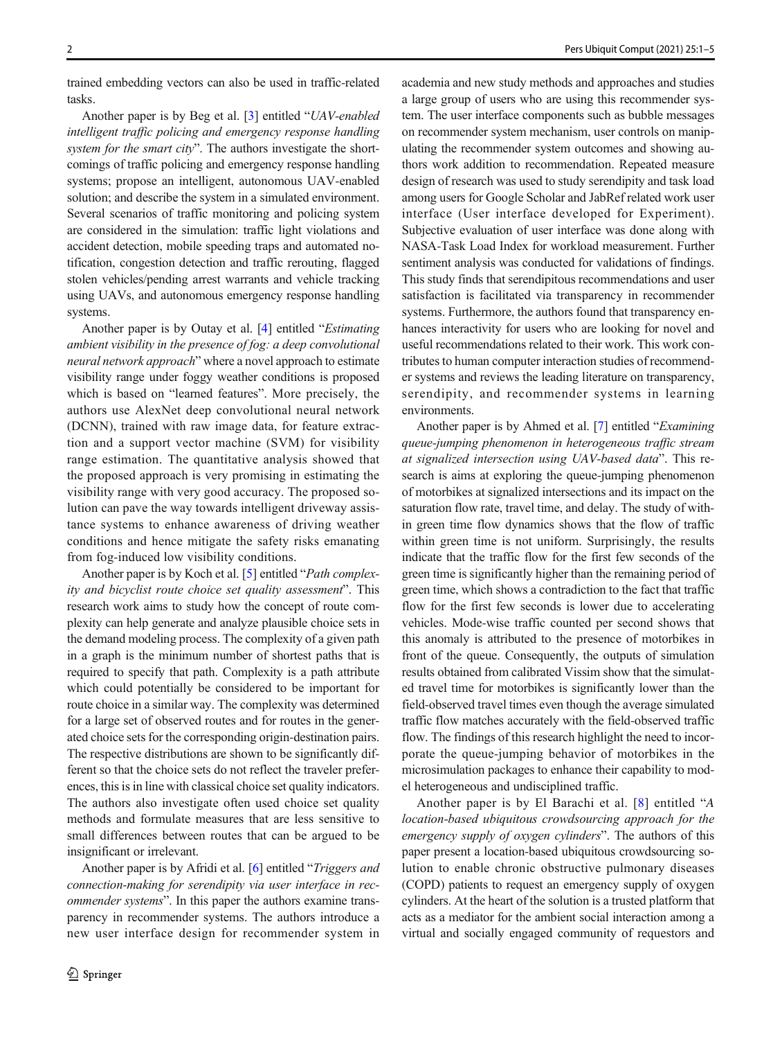trained embedding vectors can also be used in traffic-related tasks.

Another paper is by Beg et al. [3] entitled "*UAV-enabled intelligent traffic policing and emergency response handling system for the smart city*". The authors investigate the shortcomings of traffic policing and emergency response handling systems; propose an intelligent, autonomous UAV-enabled solution; and describe the system in a simulated environment. Several scenarios of traffic monitoring and policing system are considered in the simulation: traffic light violations and accident detection, mobile speeding traps and automated notification, congestion detection and traffic rerouting, flagged stolen vehicles/pending arrest warrants and vehicle tracking using UAVs, and autonomous emergency response handling systems.

Another paper is by Outay et al. [4] entitled "*Estimating ambient visibility in the presence of fog: a deep convolutional neural network approach*" where a novel approach to estimate visibility range under foggy weather conditions is proposed which is based on "learned features". More precisely, the authors use AlexNet deep convolutional neural network (DCNN), trained with raw image data, for feature extraction and a support vector machine (SVM) for visibility range estimation. The quantitative analysis showed that the proposed approach is very promising in estimating the visibility range with very good accuracy. The proposed solution can pave the way towards intelligent driveway assistance systems to enhance awareness of driving weather conditions and hence mitigate the safety risks emanating from fog-induced low visibility conditions.

Another paper is by Koch et al. [5] entitled "*Path complexity and bicyclist route choice set quality assessment*". This research work aims to study how the concept of route complexity can help generate and analyze plausible choice sets in the demand modeling process. The complexity of a given path in a graph is the minimum number of shortest paths that is required to specify that path. Complexity is a path attribute which could potentially be considered to be important for route choice in a similar way. The complexity was determined for a large set of observed routes and for routes in the generated choice sets for the corresponding origin-destination pairs. The respective distributions are shown to be significantly different so that the choice sets do not reflect the traveler preferences, this is in line with classical choice set quality indicators. The authors also investigate often used choice set quality methods and formulate measures that are less sensitive to small differences between routes that can be argued to be insignificant or irrelevant.

Another paper is by Afridi et al. [6] entitled "*Triggers and connection-making for serendipity via user interface in recommender systems*". In this paper the authors examine transparency in recommender systems. The authors introduce a new user interface design for recommender system in academia and new study methods and approaches and studies a large group of users who are using this recommender system. The user interface components such as bubble messages on recommender system mechanism, user controls on manipulating the recommender system outcomes and showing authors work addition to recommendation. Repeated measure design of research was used to study serendipity and task load among users for Google Scholar and JabRef related work user interface (User interface developed for Experiment). Subjective evaluation of user interface was done along with NASA-Task Load Index for workload measurement. Further sentiment analysis was conducted for validations of findings. This study finds that serendipitous recommendations and user satisfaction is facilitated via transparency in recommender systems. Furthermore, the authors found that transparency enhances interactivity for users who are looking for novel and useful recommendations related to their work. This work contributes to human computer interaction studies of recommender systems and reviews the leading literature on transparency, serendipity, and recommender systems in learning environments.

Another paper is by Ahmed et al. [7] entitled "*Examining queue-jumping phenomenon in heterogeneous traffic stream at signalized intersection using UAV-based data*". This research is aims at exploring the queue-jumping phenomenon of motorbikes at signalized intersections and its impact on the saturation flow rate, travel time, and delay. The study of within green time flow dynamics shows that the flow of traffic within green time is not uniform. Surprisingly, the results indicate that the traffic flow for the first few seconds of the green time is significantly higher than the remaining period of green time, which shows a contradiction to the fact that traffic flow for the first few seconds is lower due to accelerating vehicles. Mode-wise traffic counted per second shows that this anomaly is attributed to the presence of motorbikes in front of the queue. Consequently, the outputs of simulation results obtained from calibrated Vissim show that the simulated travel time for motorbikes is significantly lower than the field-observed travel times even though the average simulated traffic flow matches accurately with the field-observed traffic flow. The findings of this research highlight the need to incorporate the queue-jumping behavior of motorbikes in the microsimulation packages to enhance their capability to model heterogeneous and undisciplined traffic.

Another paper is by El Barachi et al. [8] entitled "*A location-based ubiquitous crowdsourcing approach for the emergency supply of oxygen cylinders*". The authors of this paper present a location-based ubiquitous crowdsourcing solution to enable chronic obstructive pulmonary diseases (COPD) patients to request an emergency supply of oxygen cylinders. At the heart of the solution is a trusted platform that acts as a mediator for the ambient social interaction among a virtual and socially engaged community of requestors and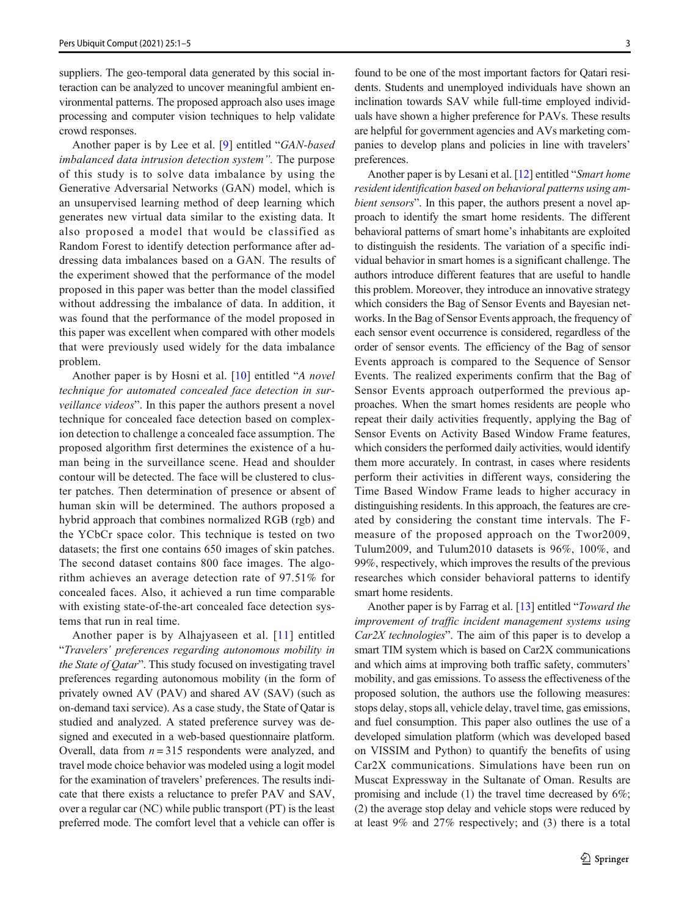suppliers. The geo-temporal data generated by this social interaction can be analyzed to uncover meaningful ambient environmental patterns. The proposed approach also uses image processing and computer vision techniques to help validate crowd responses.

Another paper is by Lee et al. [9] entitled "*GAN-based imbalanced data intrusion detection system".* The purpose of this study is to solve data imbalance by using the Generative Adversarial Networks (GAN) model, which is an unsupervised learning method of deep learning which generates new virtual data similar to the existing data. It also proposed a model that would be classified as Random Forest to identify detection performance after addressing data imbalances based on a GAN. The results of the experiment showed that the performance of the model proposed in this paper was better than the model classified without addressing the imbalance of data. In addition, it was found that the performance of the model proposed in this paper was excellent when compared with other models that were previously used widely for the data imbalance problem.

Another paper is by Hosni et al. [10] entitled "*A novel technique for automated concealed face detection in surveillance videos*". In this paper the authors present a novel technique for concealed face detection based on complexion detection to challenge a concealed face assumption. The proposed algorithm first determines the existence of a human being in the surveillance scene. Head and shoulder contour will be detected. The face will be clustered to cluster patches. Then determination of presence or absent of human skin will be determined. The authors proposed a hybrid approach that combines normalized RGB (rgb) and the YCbCr space color. This technique is tested on two datasets; the first one contains 650 images of skin patches. The second dataset contains 800 face images. The algorithm achieves an average detection rate of 97.51% for concealed faces. Also, it achieved a run time comparable with existing state-of-the-art concealed face detection systems that run in real time.

Another paper is by Alhajyaseen et al. [11] entitled "*Travelers' preferences regarding autonomous mobility in the State of Qatar*". This study focused on investigating travel preferences regarding autonomous mobility (in the form of privately owned AV (PAV) and shared AV (SAV) (such as on-demand taxi service). As a case study, the State of Qatar is studied and analyzed. A stated preference survey was designed and executed in a web-based questionnaire platform. Overall, data from $n = 315$ respondents were analyzed, and travel mode choice behavior was modeled using a logit model for the examination of travelers' preferences. The results indicate that there exists a reluctance to prefer PAV and SAV, over a regular car (NC) while public transport (PT) is the least preferred mode. The comfort level that a vehicle can offer is found to be one of the most important factors for Qatari residents. Students and unemployed individuals have shown an inclination towards SAV while full-time employed individuals have shown a higher preference for PAVs. These results are helpful for government agencies and AVs marketing companies to develop plans and policies in line with travelers' preferences.

Another paper is by Lesani et al. [12] entitled "*Smart home resident identification based on behavioral patterns using ambient sensors*". In this paper, the authors present a novel approach to identify the smart home residents. The different behavioral patterns of smart home's inhabitants are exploited to distinguish the residents. The variation of a specific individual behavior in smart homes is a significant challenge. The authors introduce different features that are useful to handle this problem. Moreover, they introduce an innovative strategy which considers the Bag of Sensor Events and Bayesian networks. In the Bag of Sensor Events approach, the frequency of each sensor event occurrence is considered, regardless of the order of sensor events. The efficiency of the Bag of sensor Events approach is compared to the Sequence of Sensor Events. The realized experiments confirm that the Bag of Sensor Events approach outperformed the previous approaches. When the smart homes residents are people who repeat their daily activities frequently, applying the Bag of Sensor Events on Activity Based Window Frame features, which considers the performed daily activities, would identify them more accurately. In contrast, in cases where residents perform their activities in different ways, considering the Time Based Window Frame leads to higher accuracy in distinguishing residents. In this approach, the features are created by considering the constant time intervals. The F-measure of the proposed approach on the Twor2009, Tulum2009, and Tulum2010 datasets is 96%, 100%, and 99%, respectively, which improves the results of the previous researches which consider behavioral patterns to identify smart home residents.

Another paper is by Farrag et al. [13] entitled "*Toward the improvement of traffic incident management systems using Car2X technologies*". The aim of this paper is to develop a smart TIM system which is based on Car2X communications and which aims at improving both traffic safety, commuters' mobility, and gas emissions. To assess the effectiveness of the proposed solution, the authors use the following measures: stops delay, stops all, vehicle delay, travel time, gas emissions, and fuel consumption. This paper also outlines the use of a developed simulation platform (which was developed based on VISSIM and Python) to quantify the benefits of using Car2X communications. Simulations have been run on Muscat Expressway in the Sultanate of Oman. Results are promising and include (1) the travel time decreased by 6%; (2) the average stop delay and vehicle stops were reduced by at least 9% and 27% respectively; and (3) there is a total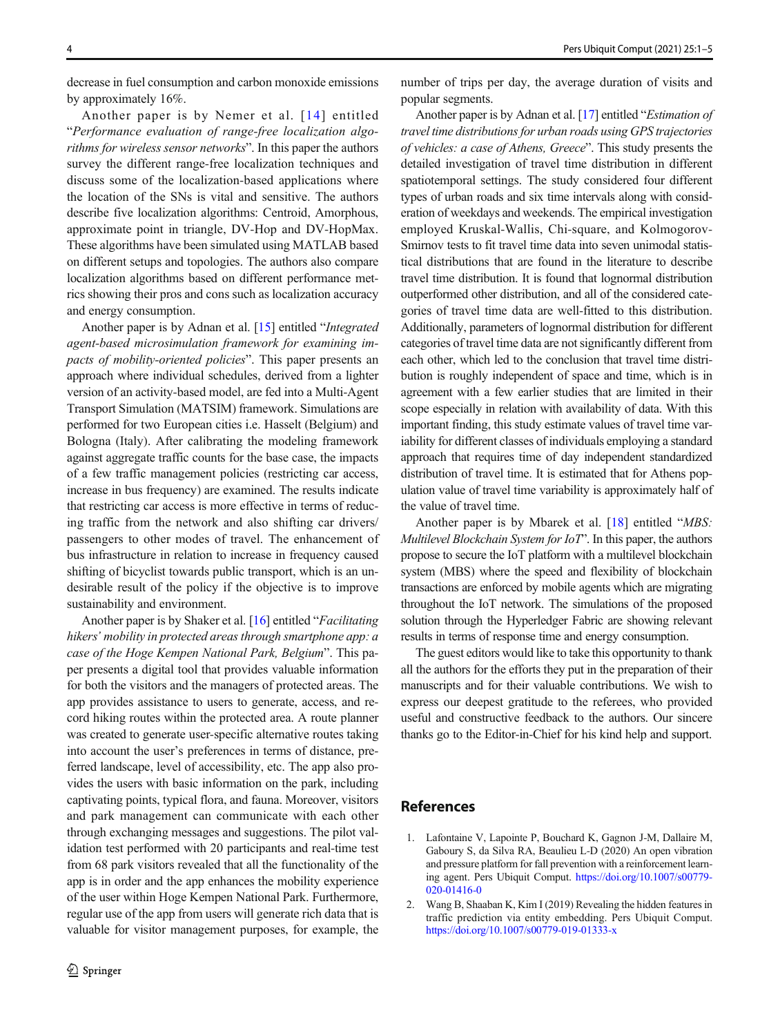decrease in fuel consumption and carbon monoxide emissions by approximately 16%.

Another paper is by Nemer et al. [14] entitled "*Performance evaluation of range-free localization algorithms for wireless sensor networks*". In this paper the authors survey the different range-free localization techniques and discuss some of the localization-based applications where the location of the SNs is vital and sensitive. The authors describe five localization algorithms: Centroid, Amorphous, approximate point in triangle, DV-Hop and DV-HopMax. These algorithms have been simulated using MATLAB based on different setups and topologies. The authors also compare localization algorithms based on different performance metrics showing their pros and cons such as localization accuracy and energy consumption.

Another paper is by Adnan et al. [15] entitled "*Integrated agent-based microsimulation framework for examining impacts of mobility-oriented policies*". This paper presents an approach where individual schedules, derived from a lighter version of an activity-based model, are fed into a Multi-Agent Transport Simulation (MATSIM) framework. Simulations are performed for two European cities i.e. Hasselt (Belgium) and Bologna (Italy). After calibrating the modeling framework against aggregate traffic counts for the base case, the impacts of a few traffic management policies (restricting car access, increase in bus frequency) are examined. The results indicate that restricting car access is more effective in terms of reducing traffic from the network and also shifting car drivers/passengers to other modes of travel. The enhancement of bus infrastructure in relation to increase in frequency caused shifting of bicyclist towards public transport, which is an undesirable result of the policy if the objective is to improve sustainability and environment.

Another paper is by Shaker et al. [16] entitled "*Facilitating hikers' mobility in protected areas through smartphone app: a case of the Hoge Kempen National Park, Belgium*". This paper presents a digital tool that provides valuable information for both the visitors and the managers of protected areas. The app provides assistance to users to generate, access, and record hiking routes within the protected area. A route planner was created to generate user-specific alternative routes taking into account the user's preferences in terms of distance, preferred landscape, level of accessibility, etc. The app also provides the users with basic information on the park, including captivating points, typical flora, and fauna. Moreover, visitors and park management can communicate with each other through exchanging messages and suggestions. The pilot validation test performed with 20 participants and real-time test from 68 park visitors revealed that all the functionality of the app is in order and the app enhances the mobility experience of the user within Hoge Kempen National Park. Furthermore, regular use of the app from users will generate rich data that is valuable for visitor management purposes, for example, the number of trips per day, the average duration of visits and popular segments.

Another paper is by Adnan et al. [17] entitled "*Estimation of travel time distributions for urban roads using GPS trajectories of vehicles: a case of Athens, Greece*". This study presents the detailed investigation of travel time distribution in different spatiotemporal settings. The study considered four different types of urban roads and six time intervals along with consideration of weekdays and weekends. The empirical investigation employed Kruskal-Wallis, Chi-square, and Kolmogorov-Smirnov tests to fit travel time data into seven unimodal statistical distributions that are found in the literature to describe travel time distribution. It is found that lognormal distribution outperformed other distribution, and all of the considered categories of travel time data are well-fitted to this distribution. Additionally, parameters of lognormal distribution for different categories of travel time data are not significantly different from each other, which led to the conclusion that travel time distribution is roughly independent of space and time, which is in agreement with a few earlier studies that are limited in their scope especially in relation with availability of data. With this important finding, this study estimate values of travel time variability for different classes of individuals employing a standard approach that requires time of day independent standardized distribution of travel time. It is estimated that for Athens population value of travel time variability is approximately half of the value of travel time.

Another paper is by Mbarek et al. [18] entitled "*MBS: Multilevel Blockchain System for IoT*". In this paper, the authors propose to secure the IoT platform with a multilevel blockchain system (MBS) where the speed and flexibility of blockchain transactions are enforced by mobile agents which are migrating throughout the IoT network. The simulations of the proposed solution through the Hyperledger Fabric are showing relevant results in terms of response time and energy consumption.

The guest editors would like to take this opportunity to thank all the authors for the efforts they put in the preparation of their manuscripts and for their valuable contributions. We wish to express our deepest gratitude to the referees, who provided useful and constructive feedback to the authors. Our sincere thanks go to the Editor-in-Chief for his kind help and support.

## References

1. Lafontaine V, Lapointe P, Bouchard K, Gagnon J-M, Dallaire M, Gaboury S, da Silva RA, Beaulieu L-D (2020) An open vibration and pressure platform for fall prevention with a reinforcement learning agent. Pers Ubiquit Comput. https://doi.org/10.1007/s00779-020-01416-0
2. Wang B, Shaaban K, Kim I (2019) Revealing the hidden features in traffic prediction via entity embedding. Pers Ubiquit Comput. https://doi.org/10.1007/s00779-019-01333-x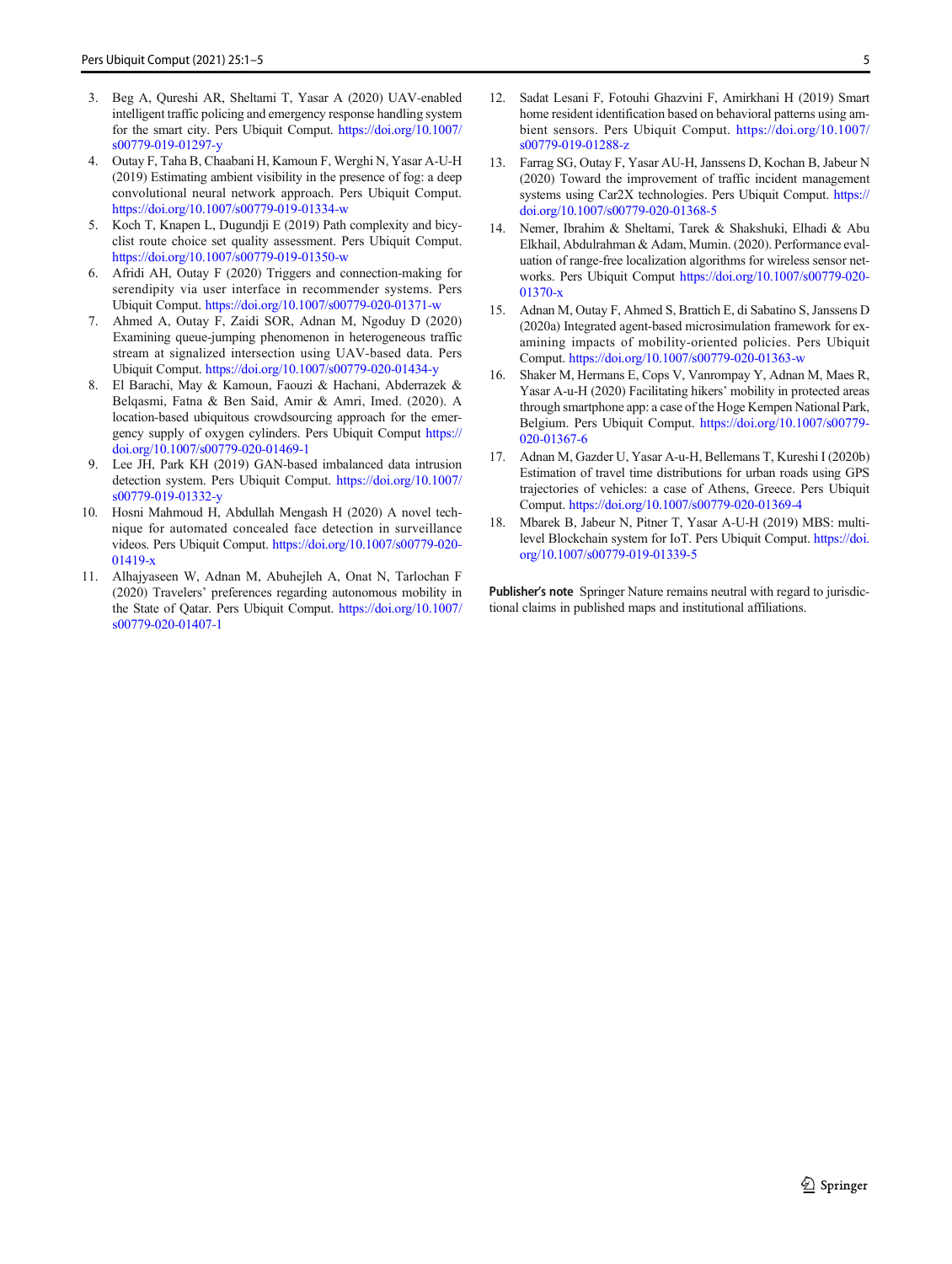3. Beg A, Qureshi AR, Sheltami T, Yasar A (2020) UAV-enabled intelligent traffic policing and emergency response handling system for the smart city. Pers Ubiquit Comput. https://doi.org/10.1007/s00779-019-01297-y
4. Outay F, Taha B, Chaabani H, Kamoun F, Werghi N, Yasar A-U-H (2019) Estimating ambient visibility in the presence of fog: a deep convolutional neural network approach. Pers Ubiquit Comput. https://doi.org/10.1007/s00779-019-01334-w
5. Koch T, Knapen L, Dugundji E (2019) Path complexity and bicyclist route choice set quality assessment. Pers Ubiquit Comput. https://doi.org/10.1007/s00779-019-01350-w
6. Afridi AH, Outay F (2020) Triggers and connection-making for serendipity via user interface in recommender systems. Pers Ubiquit Comput. https://doi.org/10.1007/s00779-020-01371-w
7. Ahmed A, Outay F, Zaidi SOR, Adnan M, Ngoduy D (2020) Examining queue-jumping phenomenon in heterogeneous traffic stream at signalized intersection using UAV-based data. Pers Ubiquit Comput. https://doi.org/10.1007/s00779-020-01434-y
8. El Barachi, May & Kamoun, Faouzi & Hachani, Abderrazek & Belqasmi, Fatna & Ben Said, Amir & Amri, Imed. (2020). A location-based ubiquitous crowdsourcing approach for the emergency supply of oxygen cylinders. Pers Ubiquit Comput https://doi.org/10.1007/s00779-020-01469-1
9. Lee JH, Park KH (2019) GAN-based imbalanced data intrusion detection system. Pers Ubiquit Comput. https://doi.org/10.1007/s00779-019-01332-y
10. Hosni Mahmoud H, Abdullah Mengash H (2020) A novel technique for automated concealed face detection in surveillance videos. Pers Ubiquit Comput. https://doi.org/10.1007/s00779-020-01419-x
11. Alhajyaseen W, Adnan M, Abuhejleh A, Onat N, Tarlochan F (2020) Travelers' preferences regarding autonomous mobility in the State of Qatar. Pers Ubiquit Comput. https://doi.org/10.1007/s00779-020-01407-1
12. Sadat Lesani F, Fotouhi Ghazvini F, Amirkhani H (2019) Smart home resident identification based on behavioral patterns using ambient sensors. Pers Ubiquit Comput. https://doi.org/10.1007/s00779-019-01288-z
13. Farrag SG, Outay F, Yasar AU-H, Janssens D, Kochan B, Jabeur N (2020) Toward the improvement of traffic incident management systems using Car2X technologies. Pers Ubiquit Comput. https://doi.org/10.1007/s00779-020-01368-5
14. Nemer, Ibrahim & Sheltami, Tarek & Shakshuki, Elhadi & Abu Elkhail, Abdulrahman & Adam, Mumin. (2020). Performance evaluation of range-free localization algorithms for wireless sensor networks. Pers Ubiquit Comput https://doi.org/10.1007/s00779-020-01370-x
15. Adnan M, Outay F, Ahmed S, Brattich E, di Sabatino S, Janssens D (2020a) Integrated agent-based microsimulation framework for examining impacts of mobility-oriented policies. Pers Ubiquit Comput. https://doi.org/10.1007/s00779-020-01363-w
16. Shaker M, Hermans E, Cops V, Vanrompay Y, Adnan M, Maes R, Yasar A-u-H (2020) Facilitating hikers' mobility in protected areas through smartphone app: a case of the Hoge Kempen National Park, Belgium. Pers Ubiquit Comput. https://doi.org/10.1007/s00779-020-01367-6
17. Adnan M, Gazder U, Yasar A-u-H, Bellemans T, Kureshi I (2020b) Estimation of travel time distributions for urban roads using GPS trajectories of vehicles: a case of Athens, Greece. Pers Ubiquit Comput. https://doi.org/10.1007/s00779-020-01369-4
18. Mbarek B, Jabeur N, Pitner T, Yasar A-U-H (2019) MBS: multilevel Blockchain system for IoT. Pers Ubiquit Comput. https://doi.org/10.1007/s00779-019-01339-5

**Publisher's note** Springer Nature remains neutral with regard to jurisdictional claims in published maps and institutional affiliations.